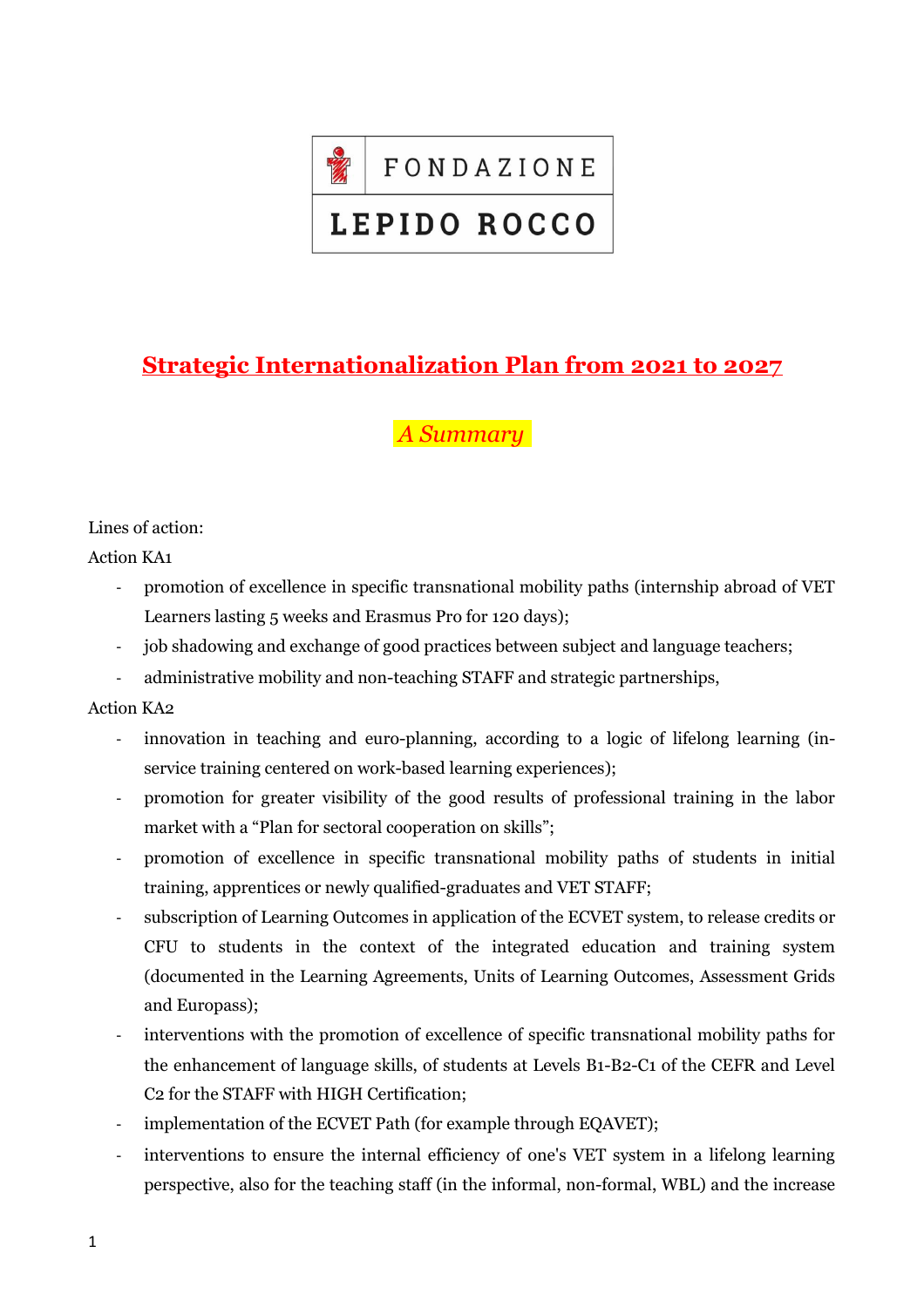FONDAZIONE

LEPIDO ROCCO

# Strategic Internationalization Plan from 2021 to 2027

## *A Summary*

Lines of action:

Action KA1

- promotion of excellence in specific transnational mobility paths (internship abroad of VET Learners lasting 5 weeks and Erasmus Pro for 120 days);
- job shadowing and exchange of good practices between subject and language teachers;
- administrative mobility and non-teaching STAFF and strategic partnerships,

Action KA2

- innovation in teaching and euro-planning, according to a logic of lifelong learning (in-service training centered on work-based learning experiences);
- promotion for greater visibility of the good results of professional training in the labor market with a "Plan for sectoral cooperation on skills";
- promotion of excellence in specific transnational mobility paths of students in initial training, apprentices or newly qualified-graduates and VET STAFF;
- subscription of Learning Outcomes in application of the ECVET system, to release credits or CFU to students in the context of the integrated education and training system (documented in the Learning Agreements, Units of Learning Outcomes, Assessment Grids and Europass);
- interventions with the promotion of excellence of specific transnational mobility paths for the enhancement of language skills, of students at Levels B1-B2-C1 of the CEFR and Level C2 for the STAFF with HIGH Certification;
- implementation of the ECVET Path (for example through EQAVET);
- interventions to ensure the internal efficiency of one's VET system in a lifelong learning perspective, also for the teaching staff (in the informal, non-formal, WBL) and the increase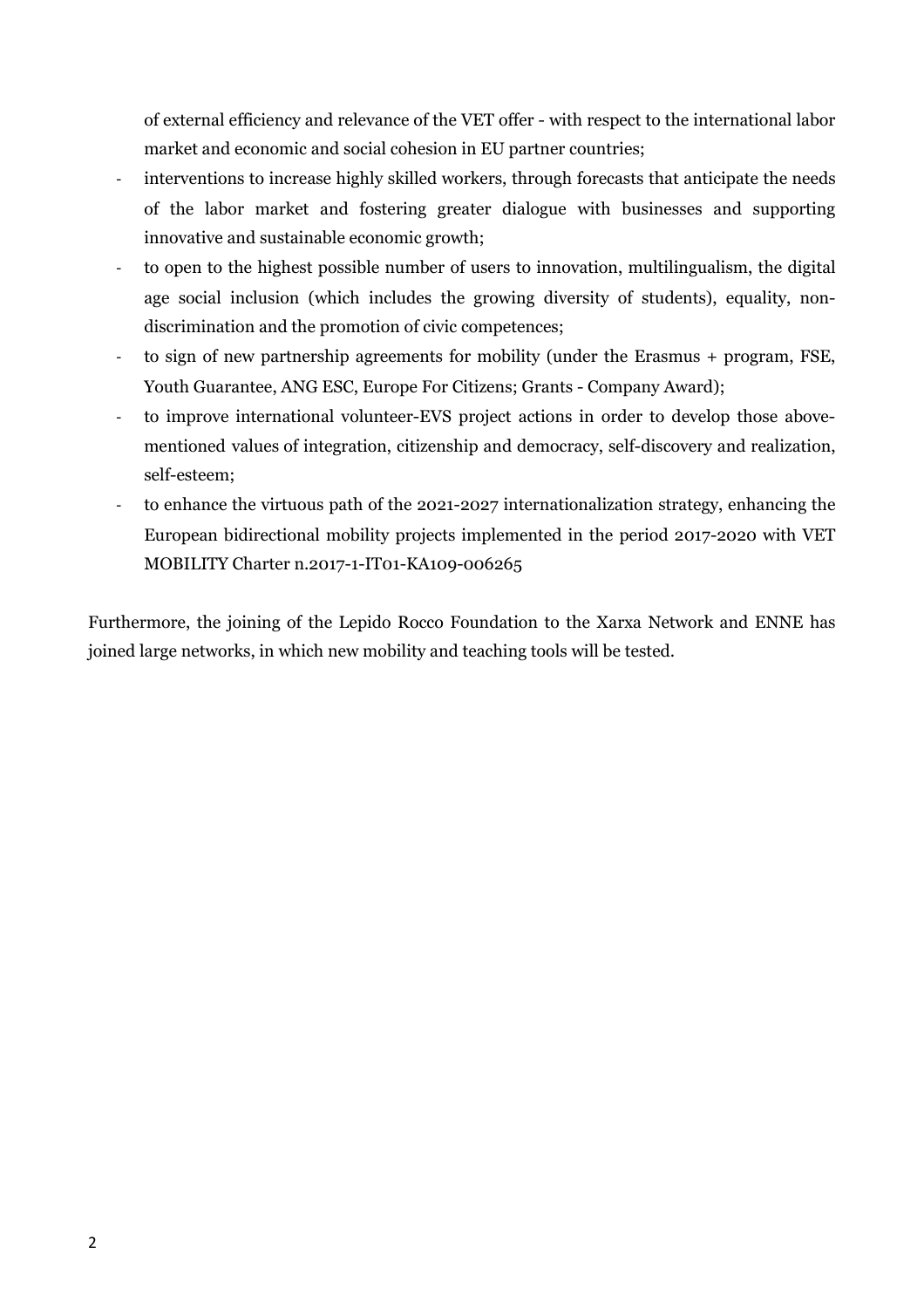of external efficiency and relevance of the VET offer - with respect to the international labor market and economic and social cohesion in EU partner countries;

- interventions to increase highly skilled workers, through forecasts that anticipate the needs of the labor market and fostering greater dialogue with businesses and supporting innovative and sustainable economic growth;
- to open to the highest possible number of users to innovation, multilingualism, the digital age social inclusion (which includes the growing diversity of students), equality, non-discrimination and the promotion of civic competences;
- to sign of new partnership agreements for mobility (under the Erasmus + program, FSE, Youth Guarantee, ANG ESC, Europe For Citizens; Grants - Company Award);
- to improve international volunteer-EVS project actions in order to develop those above-mentioned values of integration, citizenship and democracy, self-discovery and realization, self-esteem;
- to enhance the virtuous path of the 2021-2027 internationalization strategy, enhancing the European bidirectional mobility projects implemented in the period 2017-2020 with VET MOBILITY Charter n.2017-1-IT01-KA109-006265

Furthermore, the joining of the Lepido Rocco Foundation to the Xarxa Network and ENNE has joined large networks, in which new mobility and teaching tools will be tested.